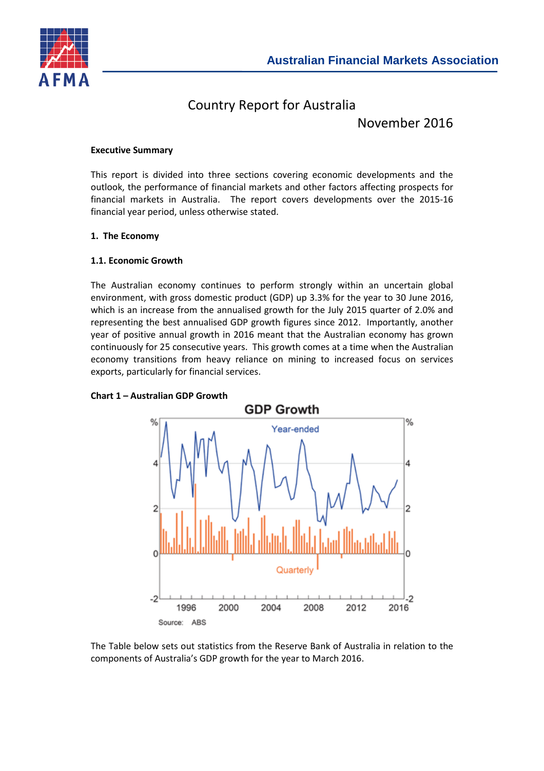# Country Report for Australia

November 2016

**Executive Summary**

This report is divided into three sections covering economic developments and the outlook, the performance of financial markets and other factors affecting prospects for financial markets in Australia. The report covers developments over the 2015-16 financial year period, unless otherwise stated.

## 1. The Economy

### 1.1. Economic Growth

The Australian economy continues to perform strongly within an uncertain global environment, with gross domestic product (GDP) up 3.3% for the year to 30 June 2016, which is an increase from the annualised growth for the July 2015 quarter of 2.0% and representing the best annualised GDP growth figures since 2012. Importantly, another year of positive annual growth in 2016 meant that the Australian economy has grown continuously for 25 consecutive years. This growth comes at a time when the Australian economy transitions from heavy reliance on mining to increased focus on services exports, particularly for financial services.

**Chart 1 – Australian GDP Growth**

The Table below sets out statistics from the Reserve Bank of Australia in relation to the components of Australia's GDP growth for the year to March 2016.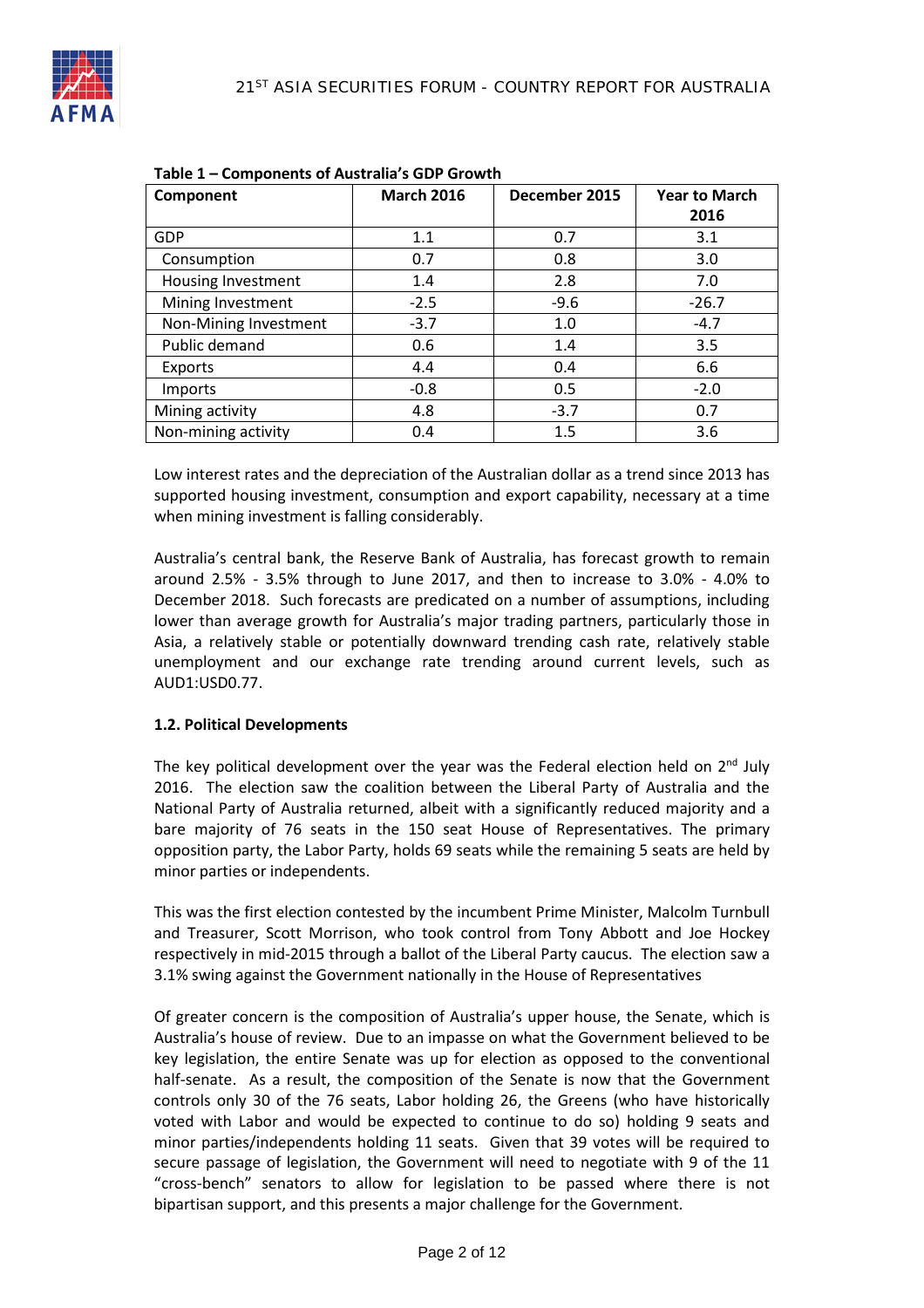**Table 1 – Components of Australia's GDP Growth**

| Component | March 2016 | December 2015 | Year to March 2016 |
|---|---|---|---|
| GDP | 1.1 | 0.7 | 3.1 |
| Consumption | 0.7 | 0.8 | 3.0 |
| Housing Investment | 1.4 | 2.8 | 7.0 |
| Mining Investment | -2.5 | -9.6 | -26.7 |
| Non-Mining Investment | -3.7 | 1.0 | -4.7 |
| Public demand | 0.6 | 1.4 | 3.5 |
| Exports | 4.4 | 0.4 | 6.6 |
| Imports | -0.8 | 0.5 | -2.0 |
| Mining activity | 4.8 | -3.7 | 0.7 |
| Non-mining activity | 0.4 | 1.5 | 3.6 |

Low interest rates and the depreciation of the Australian dollar as a trend since 2013 has supported housing investment, consumption and export capability, necessary at a time when mining investment is falling considerably.

Australia's central bank, the Reserve Bank of Australia, has forecast growth to remain around 2.5% - 3.5% through to June 2017, and then to increase to 3.0% - 4.0% to December 2018. Such forecasts are predicated on a number of assumptions, including lower than average growth for Australia's major trading partners, particularly those in Asia, a relatively stable or potentially downward trending cash rate, relatively stable unemployment and our exchange rate trending around current levels, such as AUD1:USD0.77.

**1.2. Political Developments**

The key political development over the year was the Federal election held on 2nd July 2016. The election saw the coalition between the Liberal Party of Australia and the National Party of Australia returned, albeit with a significantly reduced majority and a bare majority of 76 seats in the 150 seat House of Representatives. The primary opposition party, the Labor Party, holds 69 seats while the remaining 5 seats are held by minor parties or independents.

This was the first election contested by the incumbent Prime Minister, Malcolm Turnbull and Treasurer, Scott Morrison, who took control from Tony Abbott and Joe Hockey respectively in mid-2015 through a ballot of the Liberal Party caucus. The election saw a 3.1% swing against the Government nationally in the House of Representatives

Of greater concern is the composition of Australia's upper house, the Senate, which is Australia's house of review. Due to an impasse on what the Government believed to be key legislation, the entire Senate was up for election as opposed to the conventional half-senate. As a result, the composition of the Senate is now that the Government controls only 30 of the 76 seats, Labor holding 26, the Greens (who have historically voted with Labor and would be expected to continue to do so) holding 9 seats and minor parties/independents holding 11 seats. Given that 39 votes will be required to secure passage of legislation, the Government will need to negotiate with 9 of the 11 "cross-bench" senators to allow for legislation to be passed where there is not bipartisan support, and this presents a major challenge for the Government.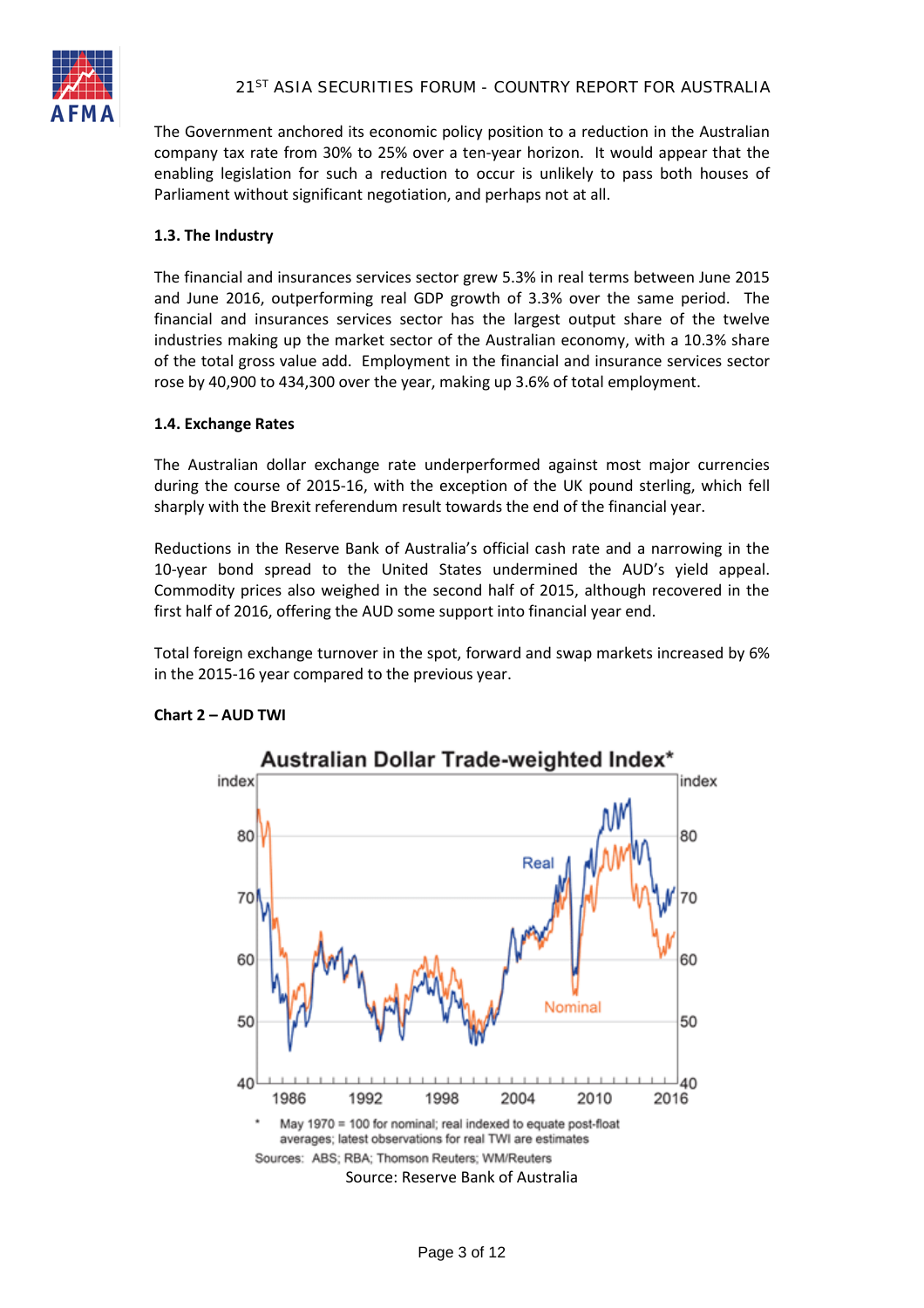The Government anchored its economic policy position to a reduction in the Australian company tax rate from 30% to 25% over a ten-year horizon. It would appear that the enabling legislation for such a reduction to occur is unlikely to pass both houses of Parliament without significant negotiation, and perhaps not at all.

**1.3. The Industry**

The financial and insurances services sector grew 5.3% in real terms between June 2015 and June 2016, outperforming real GDP growth of 3.3% over the same period. The financial and insurances services sector has the largest output share of the twelve industries making up the market sector of the Australian economy, with a 10.3% share of the total gross value add. Employment in the financial and insurance services sector rose by 40,900 to 434,300 over the year, making up 3.6% of total employment.

**1.4. Exchange Rates**

The Australian dollar exchange rate underperformed against most major currencies during the course of 2015-16, with the exception of the UK pound sterling, which fell sharply with the Brexit referendum result towards the end of the financial year.

Reductions in the Reserve Bank of Australia's official cash rate and a narrowing in the 10-year bond spread to the United States undermined the AUD's yield appeal. Commodity prices also weighed in the second half of 2015, although recovered in the first half of 2016, offering the AUD some support into financial year end.

Total foreign exchange turnover in the spot, forward and swap markets increased by 6% in the 2015-16 year compared to the previous year.

**Chart 2 – AUD TWI**

Australian Dollar Trade-weighted Index*

\* May 1970 = 100 for nominal; real indexed to equate post-float averages; latest observations for real TWI are estimates

Sources: ABS; RBA; Thomson Reuters; WM/Reuters

Source: Reserve Bank of Australia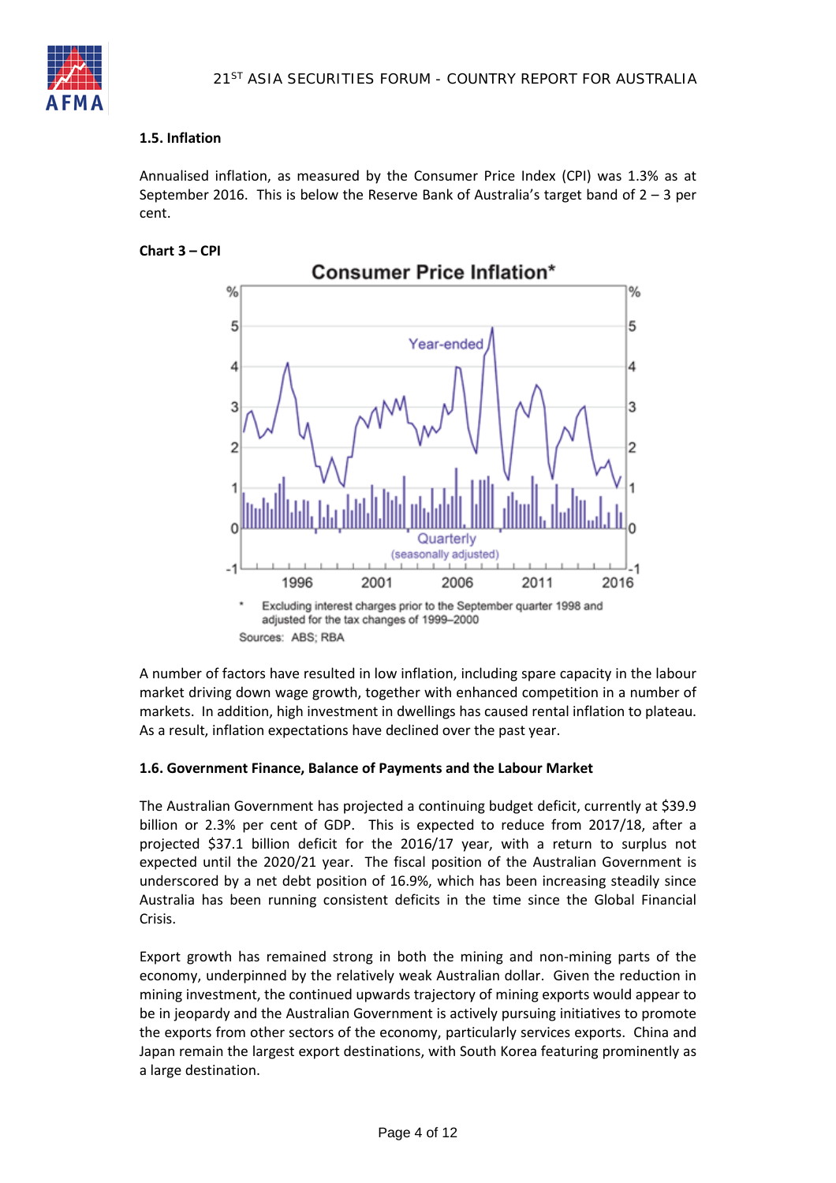### 1.5. Inflation

Annualised inflation, as measured by the Consumer Price Index (CPI) was 1.3% as at September 2016. This is below the Reserve Bank of Australia's target band of 2 – 3 per cent.

**Chart 3 – CPI**

A number of factors have resulted in low inflation, including spare capacity in the labour market driving down wage growth, together with enhanced competition in a number of markets. In addition, high investment in dwellings has caused rental inflation to plateau. As a result, inflation expectations have declined over the past year.

### 1.6. Government Finance, Balance of Payments and the Labour Market

The Australian Government has projected a continuing budget deficit, currently at $39.9 billion or 2.3% per cent of GDP. This is expected to reduce from 2017/18, after a projected $37.1 billion deficit for the 2016/17 year, with a return to surplus not expected until the 2020/21 year. The fiscal position of the Australian Government is underscored by a net debt position of 16.9%, which has been increasing steadily since Australia has been running consistent deficits in the time since the Global Financial Crisis.

Export growth has remained strong in both the mining and non-mining parts of the economy, underpinned by the relatively weak Australian dollar. Given the reduction in mining investment, the continued upwards trajectory of mining exports would appear to be in jeopardy and the Australian Government is actively pursuing initiatives to promote the exports from other sectors of the economy, particularly services exports. China and Japan remain the largest export destinations, with South Korea featuring prominently as a large destination.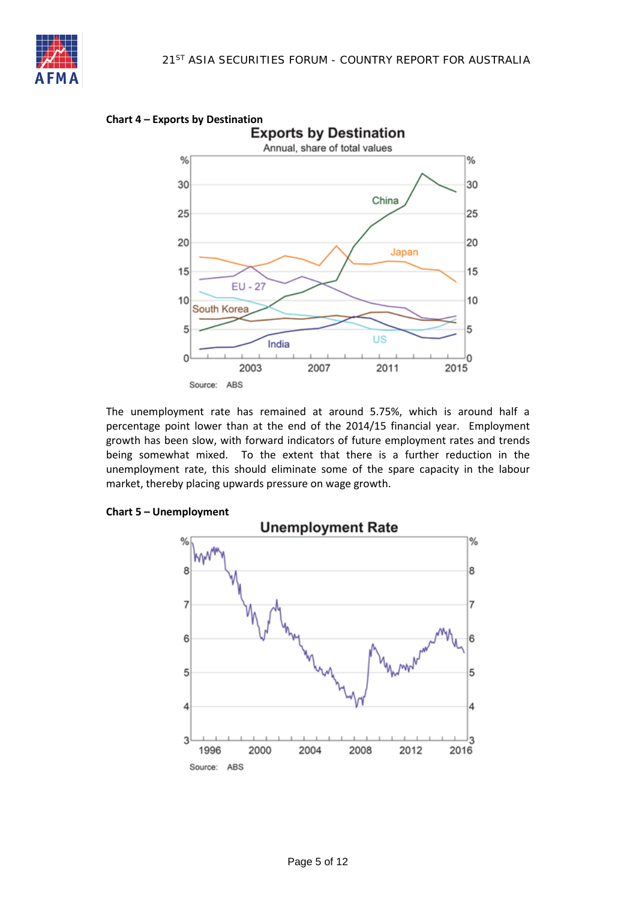**Chart 4 – Exports by Destination**

The unemployment rate has remained at around 5.75%, which is around half a percentage point lower than at the end of the 2014/15 financial year. Employment growth has been slow, with forward indicators of future employment rates and trends being somewhat mixed. To the extent that there is a further reduction in the unemployment rate, this should eliminate some of the spare capacity in the labour market, thereby placing upwards pressure on wage growth.

**Chart 5 – Unemployment**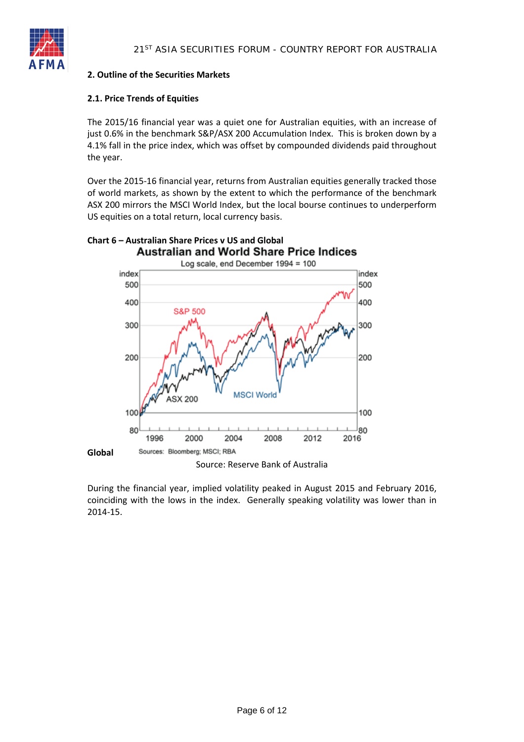## 2. Outline of the Securities Markets

### 2.1. Price Trends of Equities

The 2015/16 financial year was a quiet one for Australian equities, with an increase of just 0.6% in the benchmark S&P/ASX 200 Accumulation Index. This is broken down by a 4.1% fall in the price index, which was offset by compounded dividends paid throughout the year.

Over the 2015-16 financial year, returns from Australian equities generally tracked those of world markets, as shown by the extent to which the performance of the benchmark ASX 200 mirrors the MSCI World Index, but the local bourse continues to underperform US equities on a total return, local currency basis.

**Chart 6 – Australian Share Prices v US and Global**

**Global**

Source: Reserve Bank of Australia

During the financial year, implied volatility peaked in August 2015 and February 2016, coinciding with the lows in the index. Generally speaking volatility was lower than in 2014-15.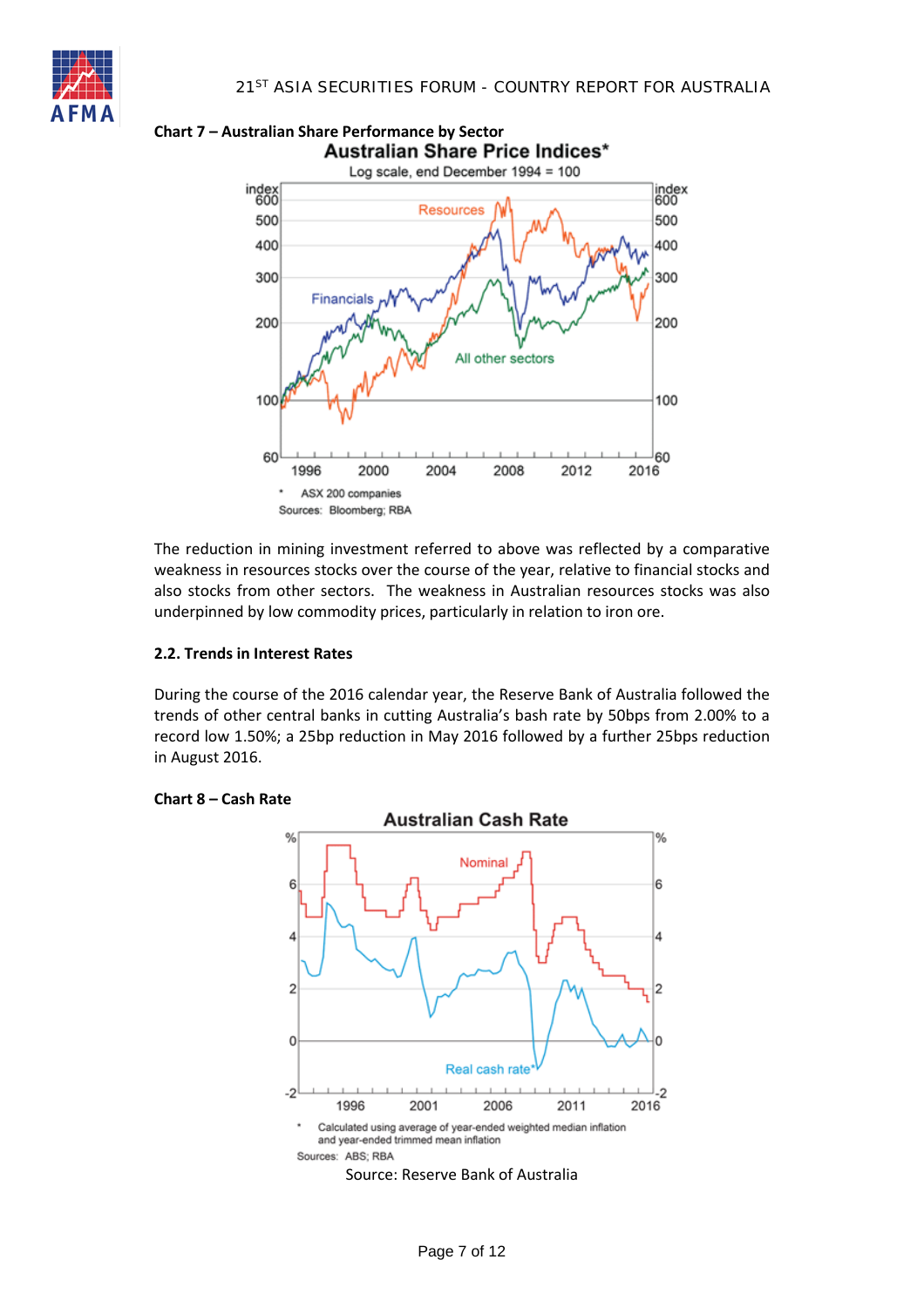**Chart 7 – Australian Share Performance by Sector**

The reduction in mining investment referred to above was reflected by a comparative weakness in resources stocks over the course of the year, relative to financial stocks and also stocks from other sectors. The weakness in Australian resources stocks was also underpinned by low commodity prices, particularly in relation to iron ore.

### 2.2. Trends in Interest Rates

During the course of the 2016 calendar year, the Reserve Bank of Australia followed the trends of other central banks in cutting Australia's bash rate by 50bps from 2.00% to a record low 1.50%; a 25bp reduction in May 2016 followed by a further 25bps reduction in August 2016.

**Chart 8 – Cash Rate**

Source: Reserve Bank of Australia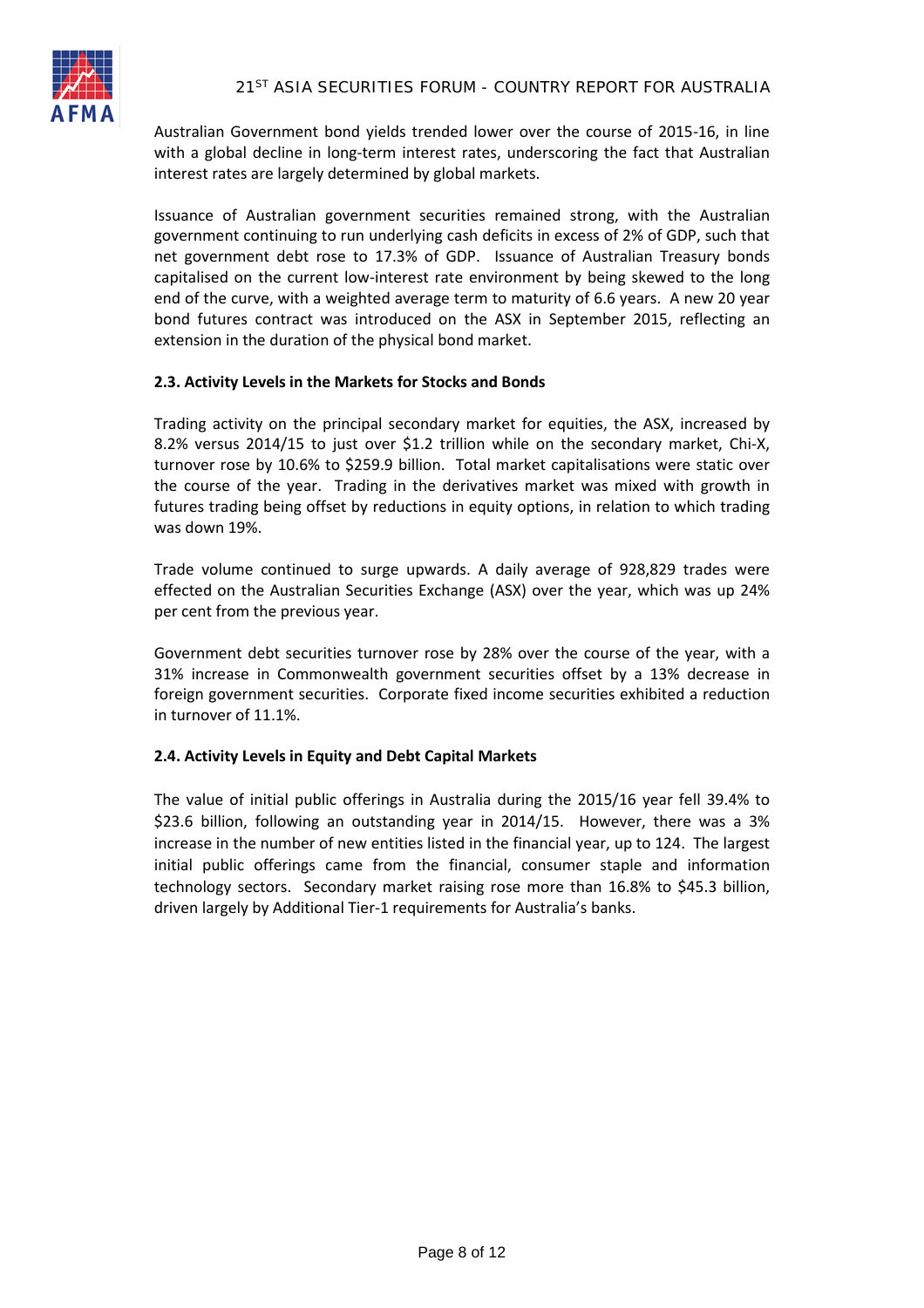Australian Government bond yields trended lower over the course of 2015-16, in line with a global decline in long-term interest rates, underscoring the fact that Australian interest rates are largely determined by global markets.

Issuance of Australian government securities remained strong, with the Australian government continuing to run underlying cash deficits in excess of 2% of GDP, such that net government debt rose to 17.3% of GDP. Issuance of Australian Treasury bonds capitalised on the current low-interest rate environment by being skewed to the long end of the curve, with a weighted average term to maturity of 6.6 years. A new 20 year bond futures contract was introduced on the ASX in September 2015, reflecting an extension in the duration of the physical bond market.

### 2.3. Activity Levels in the Markets for Stocks and Bonds

Trading activity on the principal secondary market for equities, the ASX, increased by 8.2% versus 2014/15 to just over $1.2 trillion while on the secondary market, Chi-X, turnover rose by 10.6% to $259.9 billion. Total market capitalisations were static over the course of the year. Trading in the derivatives market was mixed with growth in futures trading being offset by reductions in equity options, in relation to which trading was down 19%.

Trade volume continued to surge upwards. A daily average of 928,829 trades were effected on the Australian Securities Exchange (ASX) over the year, which was up 24% per cent from the previous year.

Government debt securities turnover rose by 28% over the course of the year, with a 31% increase in Commonwealth government securities offset by a 13% decrease in foreign government securities. Corporate fixed income securities exhibited a reduction in turnover of 11.1%.

### 2.4. Activity Levels in Equity and Debt Capital Markets

The value of initial public offerings in Australia during the 2015/16 year fell 39.4% to $23.6 billion, following an outstanding year in 2014/15. However, there was a 3% increase in the number of new entities listed in the financial year, up to 124. The largest initial public offerings came from the financial, consumer staple and information technology sectors. Secondary market raising rose more than 16.8% to $45.3 billion, driven largely by Additional Tier-1 requirements for Australia's banks.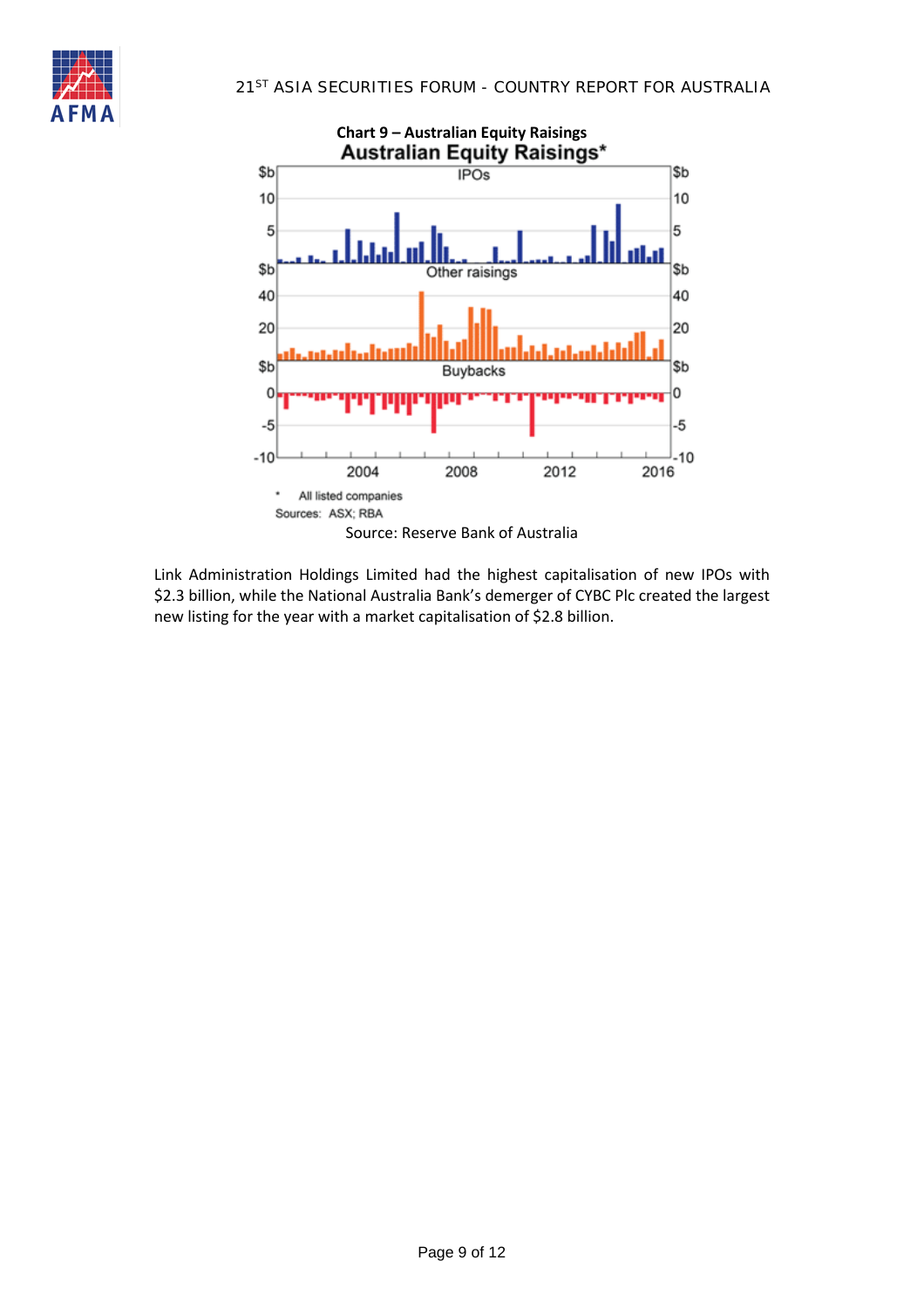**Chart 9 – Australian Equity Raisings**

Source: Reserve Bank of Australia

Link Administration Holdings Limited had the highest capitalisation of new IPOs with $2.3 billion, while the National Australia Bank's demerger of CYBC Plc created the largest new listing for the year with a market capitalisation of $2.8 billion.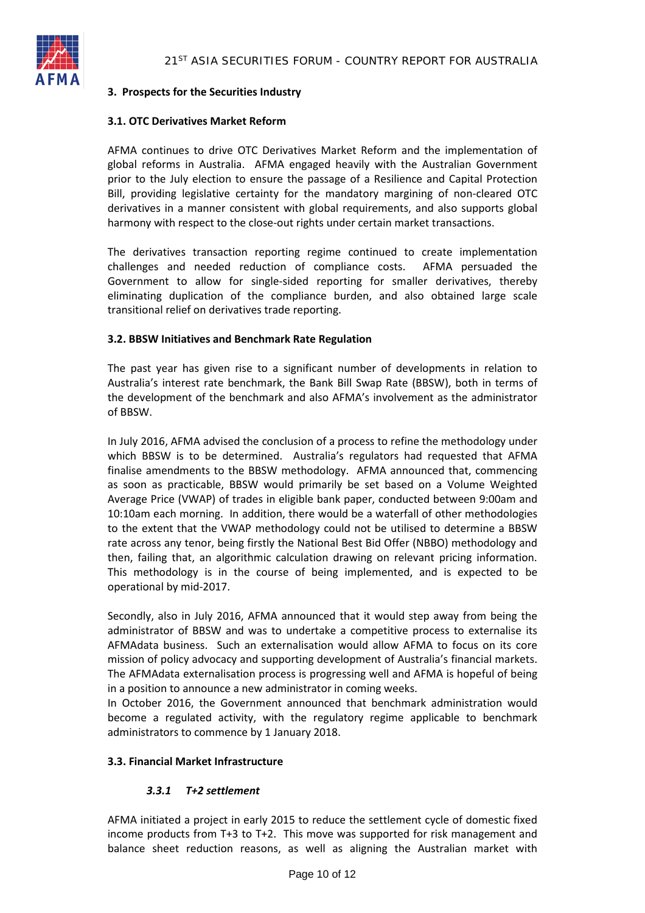## 3. Prospects for the Securities Industry

### 3.1. OTC Derivatives Market Reform

AFMA continues to drive OTC Derivatives Market Reform and the implementation of global reforms in Australia. AFMA engaged heavily with the Australian Government prior to the July election to ensure the passage of a Resilience and Capital Protection Bill, providing legislative certainty for the mandatory margining of non-cleared OTC derivatives in a manner consistent with global requirements, and also supports global harmony with respect to the close-out rights under certain market transactions.

The derivatives transaction reporting regime continued to create implementation challenges and needed reduction of compliance costs. AFMA persuaded the Government to allow for single-sided reporting for smaller derivatives, thereby eliminating duplication of the compliance burden, and also obtained large scale transitional relief on derivatives trade reporting.

### 3.2. BBSW Initiatives and Benchmark Rate Regulation

The past year has given rise to a significant number of developments in relation to Australia's interest rate benchmark, the Bank Bill Swap Rate (BBSW), both in terms of the development of the benchmark and also AFMA's involvement as the administrator of BBSW.

In July 2016, AFMA advised the conclusion of a process to refine the methodology under which BBSW is to be determined. Australia's regulators had requested that AFMA finalise amendments to the BBSW methodology. AFMA announced that, commencing as soon as practicable, BBSW would primarily be set based on a Volume Weighted Average Price (VWAP) of trades in eligible bank paper, conducted between 9:00am and 10:10am each morning. In addition, there would be a waterfall of other methodologies to the extent that the VWAP methodology could not be utilised to determine a BBSW rate across any tenor, being firstly the National Best Bid Offer (NBBO) methodology and then, failing that, an algorithmic calculation drawing on relevant pricing information. This methodology is in the course of being implemented, and is expected to be operational by mid-2017.

Secondly, also in July 2016, AFMA announced that it would step away from being the administrator of BBSW and was to undertake a competitive process to externalise its AFMAdata business. Such an externalisation would allow AFMA to focus on its core mission of policy advocacy and supporting development of Australia's financial markets. The AFMAdata externalisation process is progressing well and AFMA is hopeful of being in a position to announce a new administrator in coming weeks.

In October 2016, the Government announced that benchmark administration would become a regulated activity, with the regulatory regime applicable to benchmark administrators to commence by 1 January 2018.

### 3.3. Financial Market Infrastructure

#### *3.3.1 T+2 settlement*

AFMA initiated a project in early 2015 to reduce the settlement cycle of domestic fixed income products from T+3 to T+2. This move was supported for risk management and balance sheet reduction reasons, as well as aligning the Australian market with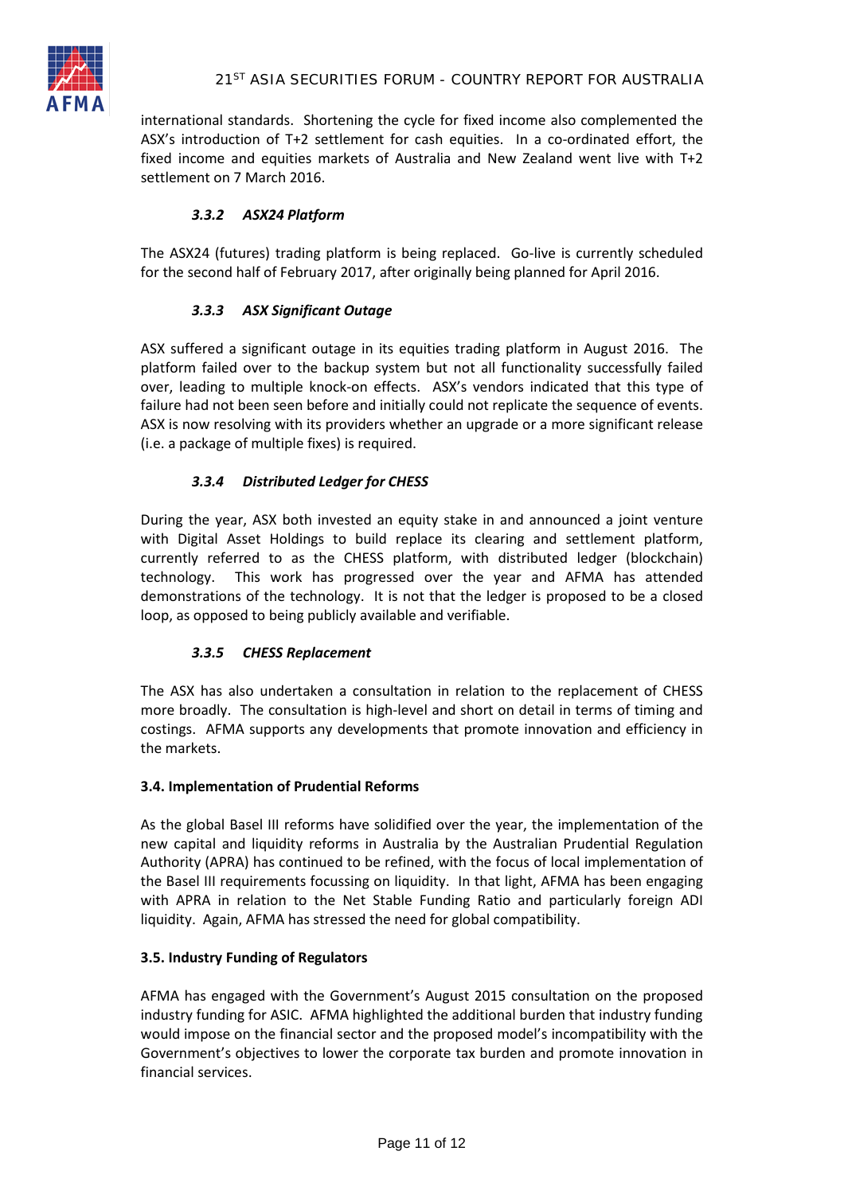international standards. Shortening the cycle for fixed income also complemented the ASX's introduction of T+2 settlement for cash equities. In a co-ordinated effort, the fixed income and equities markets of Australia and New Zealand went live with T+2 settlement on 7 March 2016.

#### *3.3.2 ASX24 Platform*

The ASX24 (futures) trading platform is being replaced. Go-live is currently scheduled for the second half of February 2017, after originally being planned for April 2016.

#### *3.3.3 ASX Significant Outage*

ASX suffered a significant outage in its equities trading platform in August 2016. The platform failed over to the backup system but not all functionality successfully failed over, leading to multiple knock-on effects. ASX's vendors indicated that this type of failure had not been seen before and initially could not replicate the sequence of events. ASX is now resolving with its providers whether an upgrade or a more significant release (i.e. a package of multiple fixes) is required.

#### *3.3.4 Distributed Ledger for CHESS*

During the year, ASX both invested an equity stake in and announced a joint venture with Digital Asset Holdings to build replace its clearing and settlement platform, currently referred to as the CHESS platform, with distributed ledger (blockchain) technology. This work has progressed over the year and AFMA has attended demonstrations of the technology. It is not that the ledger is proposed to be a closed loop, as opposed to being publicly available and verifiable.

#### *3.3.5 CHESS Replacement*

The ASX has also undertaken a consultation in relation to the replacement of CHESS more broadly. The consultation is high-level and short on detail in terms of timing and costings. AFMA supports any developments that promote innovation and efficiency in the markets.

### 3.4. Implementation of Prudential Reforms

As the global Basel III reforms have solidified over the year, the implementation of the new capital and liquidity reforms in Australia by the Australian Prudential Regulation Authority (APRA) has continued to be refined, with the focus of local implementation of the Basel III requirements focussing on liquidity. In that light, AFMA has been engaging with APRA in relation to the Net Stable Funding Ratio and particularly foreign ADI liquidity. Again, AFMA has stressed the need for global compatibility.

### 3.5. Industry Funding of Regulators

AFMA has engaged with the Government's August 2015 consultation on the proposed industry funding for ASIC. AFMA highlighted the additional burden that industry funding would impose on the financial sector and the proposed model's incompatibility with the Government's objectives to lower the corporate tax burden and promote innovation in financial services.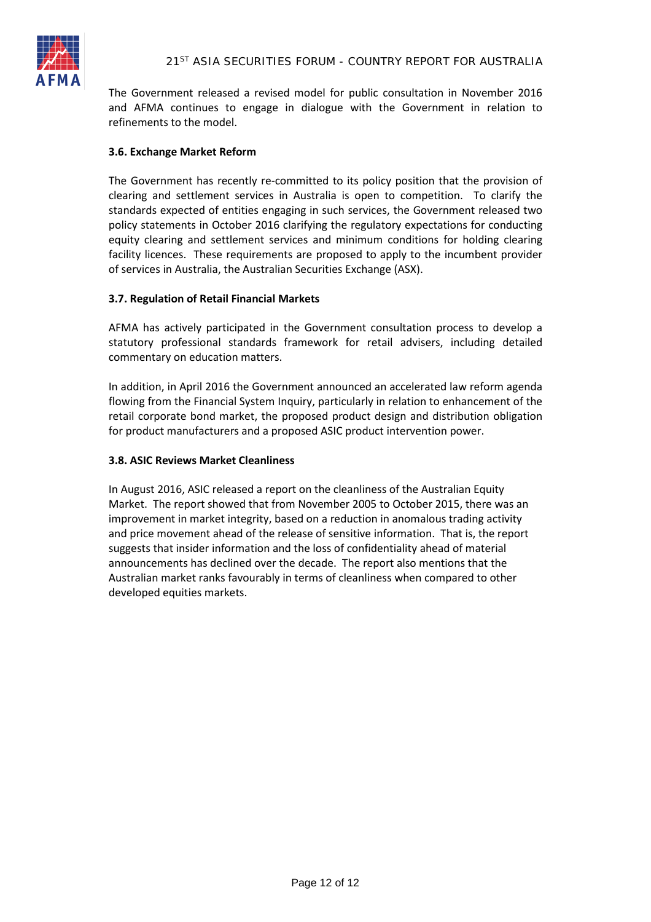The Government released a revised model for public consultation in November 2016 and AFMA continues to engage in dialogue with the Government in relation to refinements to the model.

### 3.6. Exchange Market Reform

The Government has recently re-committed to its policy position that the provision of clearing and settlement services in Australia is open to competition. To clarify the standards expected of entities engaging in such services, the Government released two policy statements in October 2016 clarifying the regulatory expectations for conducting equity clearing and settlement services and minimum conditions for holding clearing facility licences. These requirements are proposed to apply to the incumbent provider of services in Australia, the Australian Securities Exchange (ASX).

### 3.7. Regulation of Retail Financial Markets

AFMA has actively participated in the Government consultation process to develop a statutory professional standards framework for retail advisers, including detailed commentary on education matters.

In addition, in April 2016 the Government announced an accelerated law reform agenda flowing from the Financial System Inquiry, particularly in relation to enhancement of the retail corporate bond market, the proposed product design and distribution obligation for product manufacturers and a proposed ASIC product intervention power.

### 3.8. ASIC Reviews Market Cleanliness

In August 2016, ASIC released a report on the cleanliness of the Australian Equity Market. The report showed that from November 2005 to October 2015, there was an improvement in market integrity, based on a reduction in anomalous trading activity and price movement ahead of the release of sensitive information. That is, the report suggests that insider information and the loss of confidentiality ahead of material announcements has declined over the decade. The report also mentions that the Australian market ranks favourably in terms of cleanliness when compared to other developed equities markets.